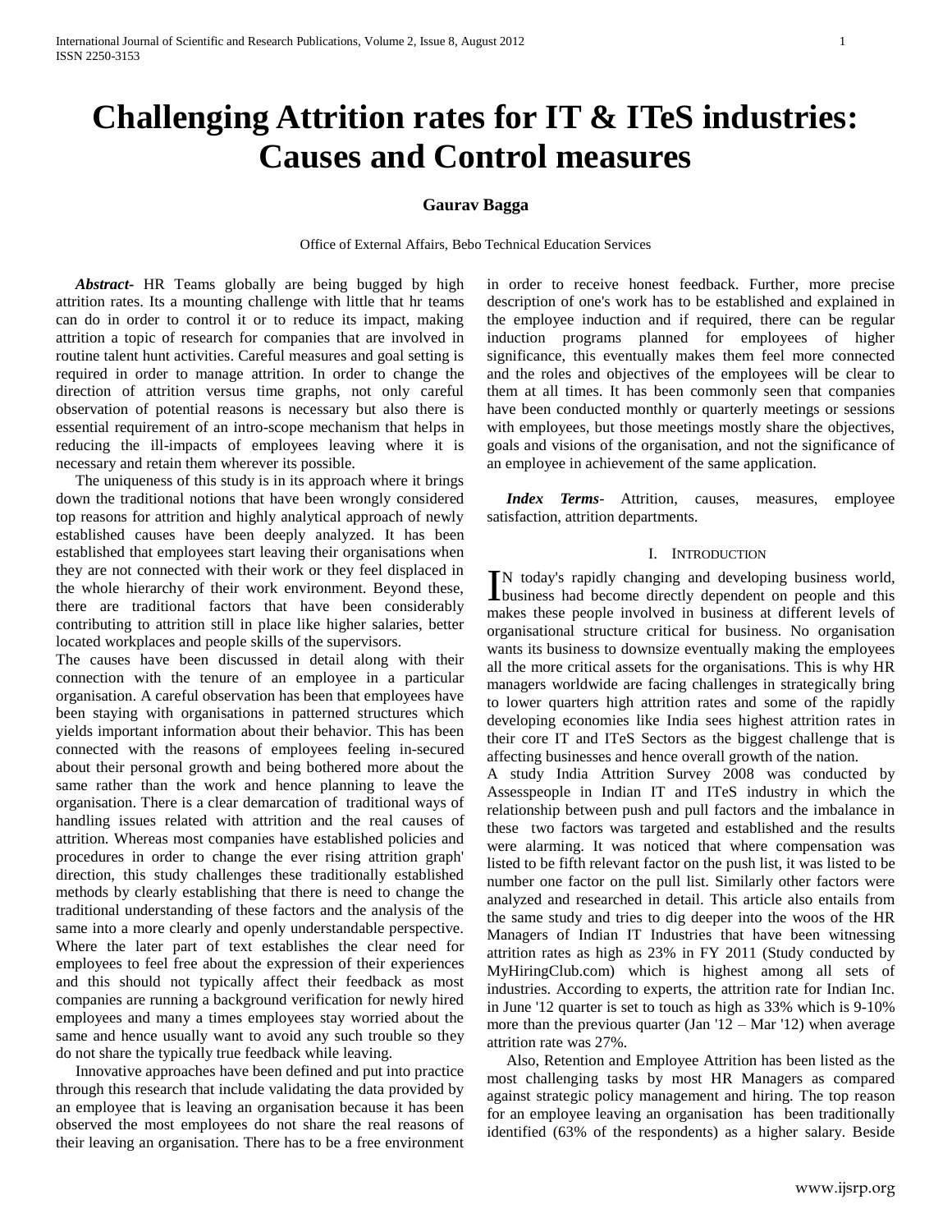# Challenging Attrition rates for IT & ITeS industries: Causes and Control measures

**Gaurav Bagga**

Office of External Affairs, Bebo Technical Education Services

***Abstract***- HR Teams globally are being bugged by high attrition rates. Its a mounting challenge with little that hr teams can do in order to control it or to reduce its impact, making attrition a topic of research for companies that are involved in routine talent hunt activities. Careful measures and goal setting is required in order to manage attrition. In order to change the direction of attrition versus time graphs, not only careful observation of potential reasons is necessary but also there is essential requirement of an intro-scope mechanism that helps in reducing the ill-impacts of employees leaving where it is necessary and retain them wherever its possible.

The uniqueness of this study is in its approach where it brings down the traditional notions that have been wrongly considered top reasons for attrition and highly analytical approach of newly established causes have been deeply analyzed. It has been established that employees start leaving their organisations when they are not connected with their work or they feel displaced in the whole hierarchy of their work environment. Beyond these, there are traditional factors that have been considerably contributing to attrition still in place like higher salaries, better located workplaces and people skills of the supervisors.

The causes have been discussed in detail along with their connection with the tenure of an employee in a particular organisation. A careful observation has been that employees have been staying with organisations in patterned structures which yields important information about their behavior. This has been connected with the reasons of employees feeling in-secured about their personal growth and being bothered more about the same rather than the work and hence planning to leave the organisation. There is a clear demarcation of traditional ways of handling issues related with attrition and the real causes of attrition. Whereas most companies have established policies and procedures in order to change the ever rising attrition graph' direction, this study challenges these traditionally established methods by clearly establishing that there is need to change the traditional understanding of these factors and the analysis of the same into a more clearly and openly understandable perspective. Where the later part of text establishes the clear need for employees to feel free about the expression of their experiences and this should not typically affect their feedback as most companies are running a background verification for newly hired employees and many a times employees stay worried about the same and hence usually want to avoid any such trouble so they do not share the typically true feedback while leaving.

Innovative approaches have been defined and put into practice through this research that include validating the data provided by an employee that is leaving an organisation because it has been observed the most employees do not share the real reasons of their leaving an organisation. There has to be a free environment in order to receive honest feedback. Further, more precise description of one's work has to be established and explained in the employee induction and if required, there can be regular induction programs planned for employees of higher significance, this eventually makes them feel more connected and the roles and objectives of the employees will be clear to them at all times. It has been commonly seen that companies have been conducted monthly or quarterly meetings or sessions with employees, but those meetings mostly share the objectives, goals and visions of the organisation, and not the significance of an employee in achievement of the same application.

***Index Terms***- Attrition, causes, measures, employee satisfaction, attrition departments.

## I. Introduction

In today's rapidly changing and developing business world, business had become directly dependent on people and this makes these people involved in business at different levels of organisational structure critical for business. No organisation wants its business to downsize eventually making the employees all the more critical assets for the organisations. This is why HR managers worldwide are facing challenges in strategically bring to lower quarters high attrition rates and some of the rapidly developing economies like India sees highest attrition rates in their core IT and ITeS Sectors as the biggest challenge that is affecting businesses and hence overall growth of the nation.

A study India Attrition Survey 2008 was conducted by Assesspeople in Indian IT and ITeS industry in which the relationship between push and pull factors and the imbalance in these two factors was targeted and established and the results were alarming. It was noticed that where compensation was listed to be fifth relevant factor on the push list, it was listed to be number one factor on the pull list. Similarly other factors were analyzed and researched in detail. This article also entails from the same study and tries to dig deeper into the woos of the HR Managers of Indian IT Industries that have been witnessing attrition rates as high as 23% in FY 2011 (Study conducted by MyHiringClub.com) which is highest among all sets of industries. According to experts, the attrition rate for Indian Inc. in June '12 quarter is set to touch as high as 33% which is 9-10% more than the previous quarter (Jan '12 – Mar '12) when average attrition rate was 27%.

Also, Retention and Employee Attrition has been listed as the most challenging tasks by most HR Managers as compared against strategic policy management and hiring. The top reason for an employee leaving an organisation has been traditionally identified (63% of the respondents) as a higher salary. Beside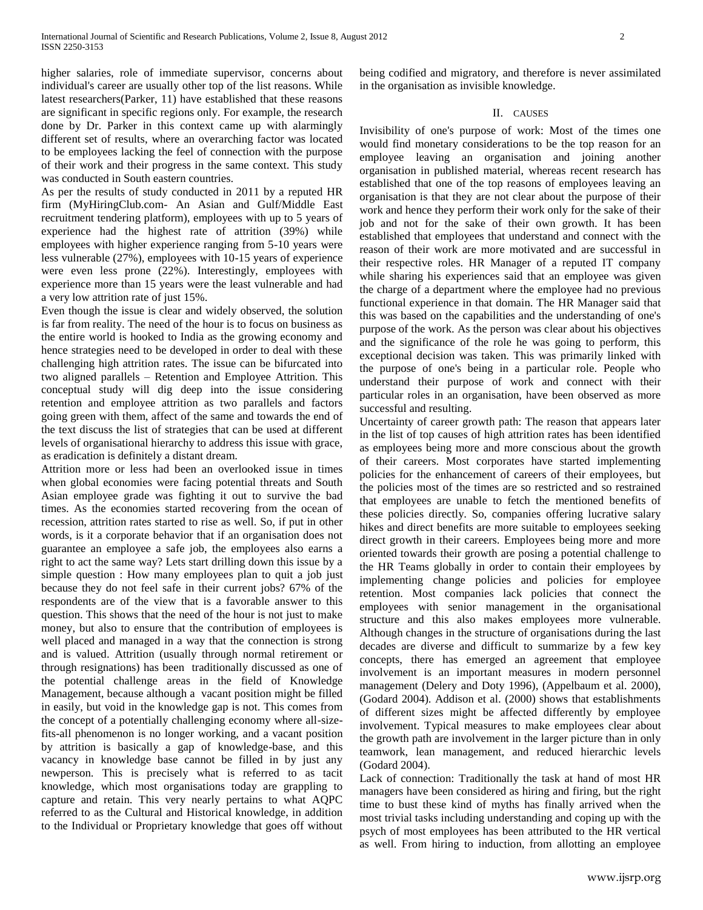higher salaries, role of immediate supervisor, concerns about individual's career are usually other top of the list reasons. While latest researchers(Parker, 11) have established that these reasons are significant in specific regions only. For example, the research done by Dr. Parker in this context came up with alarmingly different set of results, where an overarching factor was located to be employees lacking the feel of connection with the purpose of their work and their progress in the same context. This study was conducted in South eastern countries.

As per the results of study conducted in 2011 by a reputed HR firm (MyHiringClub.com- An Asian and Gulf/Middle East recruitment tendering platform), employees with up to 5 years of experience had the highest rate of attrition (39%) while employees with higher experience ranging from 5-10 years were less vulnerable (27%), employees with 10-15 years of experience were even less prone (22%). Interestingly, employees with experience more than 15 years were the least vulnerable and had a very low attrition rate of just 15%.

Even though the issue is clear and widely observed, the solution is far from reality. The need of the hour is to focus on business as the entire world is hooked to India as the growing economy and hence strategies need to be developed in order to deal with these challenging high attrition rates. The issue can be bifurcated into two aligned parallels – Retention and Employee Attrition. This conceptual study will dig deep into the issue considering retention and employee attrition as two parallels and factors going green with them, affect of the same and towards the end of the text discuss the list of strategies that can be used at different levels of organisational hierarchy to address this issue with grace, as eradication is definitely a distant dream.

Attrition more or less had been an overlooked issue in times when global economies were facing potential threats and South Asian employee grade was fighting it out to survive the bad times. As the economies started recovering from the ocean of recession, attrition rates started to rise as well. So, if put in other words, is it a corporate behavior that if an organisation does not guarantee an employee a safe job, the employees also earns a right to act the same way? Lets start drilling down this issue by a simple question : How many employees plan to quit a job just because they do not feel safe in their current jobs? 67% of the respondents are of the view that is a favorable answer to this question. This shows that the need of the hour is not just to make money, but also to ensure that the contribution of employees is well placed and managed in a way that the connection is strong and is valued. Attrition (usually through normal retirement or through resignations) has been traditionally discussed as one of the potential challenge areas in the field of Knowledge Management, because although a vacant position might be filled in easily, but void in the knowledge gap is not. This comes from the concept of a potentially challenging economy where all-size-fits-all phenomenon is no longer working, and a vacant position by attrition is basically a gap of knowledge-base, and this vacancy in knowledge base cannot be filled in by just any newperson. This is precisely what is referred to as tacit knowledge, which most organisations today are grappling to capture and retain. This very nearly pertains to what AQPC referred to as the Cultural and Historical knowledge, in addition to the Individual or Proprietary knowledge that goes off without being codified and migratory, and therefore is never assimilated in the organisation as invisible knowledge.

## II. CAUSES

Invisibility of one's purpose of work: Most of the times one would find monetary considerations to be the top reason for an employee leaving an organisation and joining another organisation in published material, whereas recent research has established that one of the top reasons of employees leaving an organisation is that they are not clear about the purpose of their work and hence they perform their work only for the sake of their job and not for the sake of their own growth. It has been established that employees that understand and connect with the reason of their work are more motivated and are successful in their respective roles. HR Manager of a reputed IT company while sharing his experiences said that an employee was given the charge of a department where the employee had no previous functional experience in that domain. The HR Manager said that this was based on the capabilities and the understanding of one's purpose of the work. As the person was clear about his objectives and the significance of the role he was going to perform, this exceptional decision was taken. This was primarily linked with the purpose of one's being in a particular role. People who understand their purpose of work and connect with their particular roles in an organisation, have been observed as more successful and resulting.

Uncertainty of career growth path: The reason that appears later in the list of top causes of high attrition rates has been identified as employees being more and more conscious about the growth of their careers. Most corporates have started implementing policies for the enhancement of careers of their employees, but the policies most of the times are so restricted and so restrained that employees are unable to fetch the mentioned benefits of these policies directly. So, companies offering lucrative salary hikes and direct benefits are more suitable to employees seeking direct growth in their careers. Employees being more and more oriented towards their growth are posing a potential challenge to the HR Teams globally in order to contain their employees by implementing change policies and policies for employee retention. Most companies lack policies that connect the employees with senior management in the organisational structure and this also makes employees more vulnerable. Although changes in the structure of organisations during the last decades are diverse and difficult to summarize by a few key concepts, there has emerged an agreement that employee involvement is an important measures in modern personnel management (Delery and Doty 1996), (Appelbaum et al. 2000), (Godard 2004). Addison et al. (2000) shows that establishments of different sizes might be affected differently by employee involvement. Typical measures to make employees clear about the growth path are involvement in the larger picture than in only teamwork, lean management, and reduced hierarchic levels (Godard 2004).

Lack of connection: Traditionally the task at hand of most HR managers have been considered as hiring and firing, but the right time to bust these kind of myths has finally arrived when the most trivial tasks including understanding and coping up with the psych of most employees has been attributed to the HR vertical as well. From hiring to induction, from allotting an employee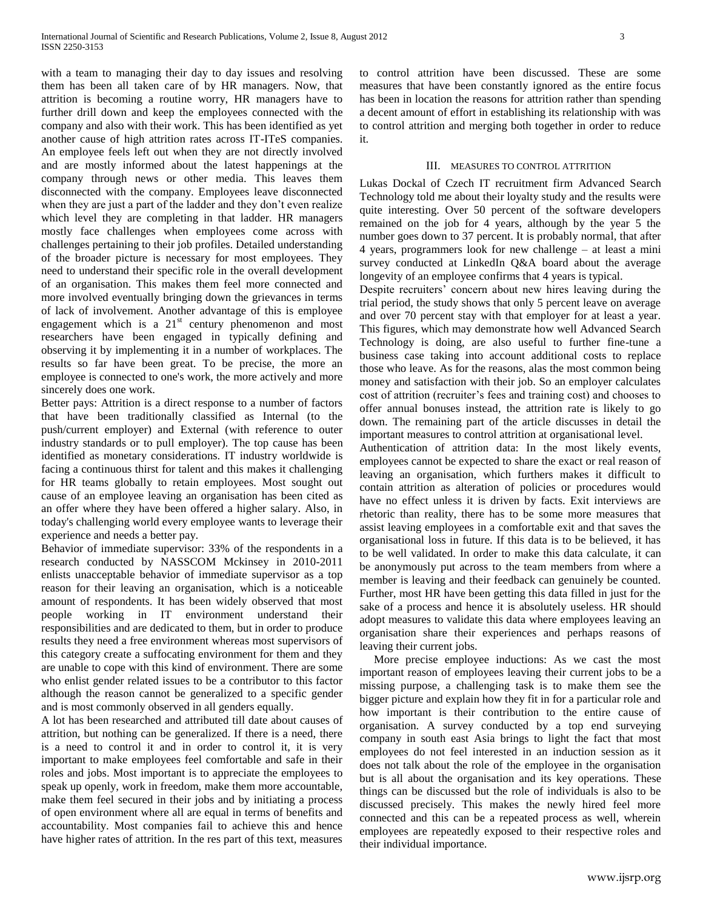with a team to managing their day to day issues and resolving them has been all taken care of by HR managers. Now, that attrition is becoming a routine worry, HR managers have to further drill down and keep the employees connected with the company and also with their work. This has been identified as yet another cause of high attrition rates across IT-ITeS companies. An employee feels left out when they are not directly involved and are mostly informed about the latest happenings at the company through news or other media. This leaves them disconnected with the company. Employees leave disconnected when they are just a part of the ladder and they don't even realize which level they are completing in that ladder. HR managers mostly face challenges when employees come across with challenges pertaining to their job profiles. Detailed understanding of the broader picture is necessary for most employees. They need to understand their specific role in the overall development of an organisation. This makes them feel more connected and more involved eventually bringing down the grievances in terms of lack of involvement. Another advantage of this is employee engagement which is a 21st century phenomenon and most researchers have been engaged in typically defining and observing it by implementing it in a number of workplaces. The results so far have been great. To be precise, the more an employee is connected to one's work, the more actively and more sincerely does one work.

Better pays: Attrition is a direct response to a number of factors that have been traditionally classified as Internal (to the push/current employer) and External (with reference to outer industry standards or to pull employer). The top cause has been identified as monetary considerations. IT industry worldwide is facing a continuous thirst for talent and this makes it challenging for HR teams globally to retain employees. Most sought out cause of an employee leaving an organisation has been cited as an offer where they have been offered a higher salary. Also, in today's challenging world every employee wants to leverage their experience and needs a better pay.

Behavior of immediate supervisor: 33% of the respondents in a research conducted by NASSCOM Mckinsey in 2010-2011 enlists unacceptable behavior of immediate supervisor as a top reason for their leaving an organisation, which is a noticeable amount of respondents. It has been widely observed that most people working in IT environment understand their responsibilities and are dedicated to them, but in order to produce results they need a free environment whereas most supervisors of this category create a suffocating environment for them and they are unable to cope with this kind of environment. There are some who enlist gender related issues to be a contributor to this factor although the reason cannot be generalized to a specific gender and is most commonly observed in all genders equally.

A lot has been researched and attributed till date about causes of attrition, but nothing can be generalized. If there is a need, there is a need to control it and in order to control it, it is very important to make employees feel comfortable and safe in their roles and jobs. Most important is to appreciate the employees to speak up openly, work in freedom, make them more accountable, make them feel secured in their jobs and by initiating a process of open environment where all are equal in terms of benefits and accountability. Most companies fail to achieve this and hence have higher rates of attrition. In the res part of this text, measures to control attrition have been discussed. These are some measures that have been constantly ignored as the entire focus has been in location the reasons for attrition rather than spending a decent amount of effort in establishing its relationship with was to control attrition and merging both together in order to reduce it.

## III. Measures to Control Attrition

Lukas Dockal of Czech IT recruitment firm Advanced Search Technology told me about their loyalty study and the results were quite interesting. Over 50 percent of the software developers remained on the job for 4 years, although by the year 5 the number goes down to 37 percent. It is probably normal, that after 4 years, programmers look for new challenge – at least a mini survey conducted at LinkedIn Q&A board about the average longevity of an employee confirms that 4 years is typical.

Despite recruiters' concern about new hires leaving during the trial period, the study shows that only 5 percent leave on average and over 70 percent stay with that employer for at least a year. This figures, which may demonstrate how well Advanced Search Technology is doing, are also useful to further fine-tune a business case taking into account additional costs to replace those who leave. As for the reasons, alas the most common being money and satisfaction with their job. So an employer calculates cost of attrition (recruiter's fees and training cost) and chooses to offer annual bonuses instead, the attrition rate is likely to go down. The remaining part of the article discusses in detail the important measures to control attrition at organisational level.

Authentication of attrition data: In the most likely events, employees cannot be expected to share the exact or real reason of leaving an organisation, which furthers makes it difficult to contain attrition as alteration of policies or procedures would have no effect unless it is driven by facts. Exit interviews are rhetoric than reality, there has to be some more measures that assist leaving employees in a comfortable exit and that saves the organisational loss in future. If this data is to be believed, it has to be well validated. In order to make this data calculate, it can be anonymously put across to the team members from where a member is leaving and their feedback can genuinely be counted. Further, most HR have been getting this data filled in just for the sake of a process and hence it is absolutely useless. HR should adopt measures to validate this data where employees leaving an organisation share their experiences and perhaps reasons of leaving their current jobs.

More precise employee inductions: As we cast the most important reason of employees leaving their current jobs to be a missing purpose, a challenging task is to make them see the bigger picture and explain how they fit in for a particular role and how important is their contribution to the entire cause of organisation. A survey conducted by a top end surveying company in south east Asia brings to light the fact that most employees do not feel interested in an induction session as it does not talk about the role of the employee in the organisation but is all about the organisation and its key operations. These things can be discussed but the role of individuals is also to be discussed precisely. This makes the newly hired feel more connected and this can be a repeated process as well, wherein employees are repeatedly exposed to their respective roles and their individual importance.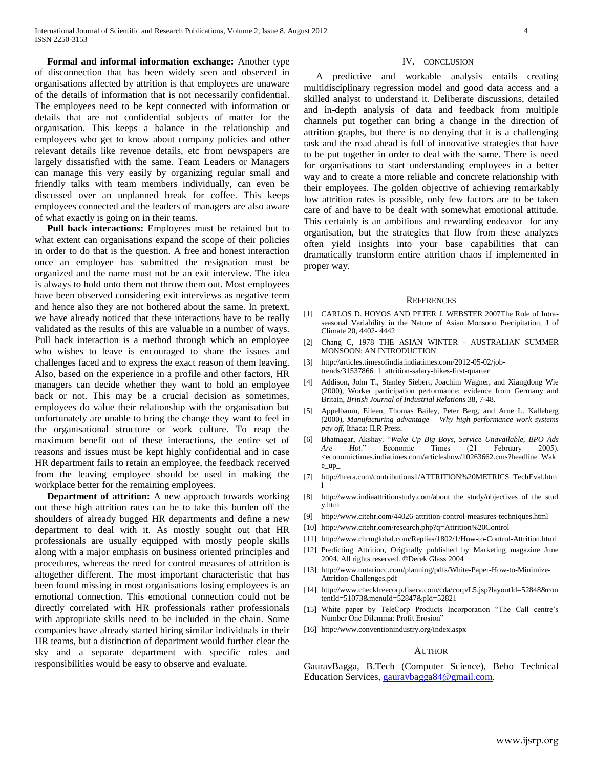**Formal and informal information exchange:** Another type of disconnection that has been widely seen and observed in organisations affected by attrition is that employees are unaware of the details of information that is not necessarily confidential. The employees need to be kept connected with information or details that are not confidential subjects of matter for the organisation. This keeps a balance in the relationship and employees who get to know about company policies and other relevant details like revenue details, etc from newspapers are largely dissatisfied with the same. Team Leaders or Managers can manage this very easily by organizing regular small and friendly talks with team members individually, can even be discussed over an unplanned break for coffee. This keeps employees connected and the leaders of managers are also aware of what exactly is going on in their teams.

**Pull back interactions:** Employees must be retained but to what extent can organisations expand the scope of their policies in order to do that is the question. A free and honest interaction once an employee has submitted the resignation must be organized and the name must not be an exit interview. The idea is always to hold onto them not throw them out. Most employees have been observed considering exit interviews as negative term and hence also they are not bothered about the same. In pretext, we have already noticed that these interactions have to be really validated as the results of this are valuable in a number of ways. Pull back interaction is a method through which an employee who wishes to leave is encouraged to share the issues and challenges faced and to express the exact reason of them leaving. Also, based on the experience in a profile and other factors, HR managers can decide whether they want to hold an employee back or not. This may be a crucial decision as sometimes, employees do value their relationship with the organisation but unfortunately are unable to bring the change they want to feel in the organisational structure or work culture. To reap the maximum benefit out of these interactions, the entire set of reasons and issues must be kept highly confidential and in case HR department fails to retain an employee, the feedback received from the leaving employee should be used in making the workplace better for the remaining employees.

**Department of attrition:** A new approach towards working out these high attrition rates can be to take this burden off the shoulders of already bugged HR departments and define a new department to deal with it. As mostly sought out that HR professionals are usually equipped with mostly people skills along with a major emphasis on business oriented principles and procedures, whereas the need for control measures of attrition is altogether different. The most important characteristic that has been found missing in most organisations losing employees is an emotional connection. This emotional connection could not be directly correlated with HR professionals rather professionals with appropriate skills need to be included in the chain. Some companies have already started hiring similar individuals in their HR teams, but a distinction of department would further clear the sky and a separate department with specific roles and responsibilities would be easy to observe and evaluate.

## IV. Conclusion

A predictive and workable analysis entails creating multidisciplinary regression model and good data access and a skilled analyst to understand it. Deliberate discussions, detailed and in-depth analysis of data and feedback from multiple channels put together can bring a change in the direction of attrition graphs, but there is no denying that it is a challenging task and the road ahead is full of innovative strategies that have to be put together in order to deal with the same. There is need for organisations to start understanding employees in a better way and to create a more reliable and concrete relationship with their employees. The golden objective of achieving remarkably low attrition rates is possible, only few factors are to be taken care of and have to be dealt with somewhat emotional attitude. This certainly is an ambitious and rewarding endeavor for any organisation, but the strategies that flow from these analyzes often yield insights into your base capabilities that can dramatically transform entire attrition chaos if implemented in proper way.

## References

[1] CARLOS D. HOYOS AND PETER J. WEBSTER 2007The Role of Intra-seasonal Variability in the Nature of Asian Monsoon Precipitation, J of Climate 20, 4402- 4442

[2] Chang C, 1978 THE ASIAN WINTER - AUSTRALIAN SUMMER MONSOON: AN INTRODUCTION

[3] http://articles.timesofindia.indiatimes.com/2012-05-02/job-trends/31537866_1_attrition-salary-hikes-first-quarter

[4] Addison, John T., Stanley Siebert, Joachim Wagner, and Xiangdong Wie (2000), Worker participation performance: evidence from Germany and Britain, *British Journal of Industrial Relations* 38, 7-48.

[5] Appelbaum, Eileen, Thomas Bailey, Peter Berg, and Arne L. Kalleberg (2000), *Manufacturing advantage – Why high performance work systems pay off*, Ithaca: ILR Press.

[6] Bhatnagar, Akshay. "*Wake Up Big Boys, Service Unavailable, BPO Ads Are Hot.*" Economic Times (21 February 2005). <economictimes.indiatimes.com/articleshow/10263662.cms?headline_Wake_up_

[7] http://hrera.com/contributions1/ATTRITION%20METRICS_TechEval.html

[8] http://www.indiaattritionstudy.com/about_the_study/objectives_of_the_study.htm

[9] http://www.citehr.com/44026-attrition-control-measures-techniques.html

[10] http://www.citehr.com/research.php?q=Attrition%20Control

[11] http://www.chrmglobal.com/Replies/1802/1/How-to-Control-Attrition.html

[12] Predicting Attrition, Originally published by Marketing magazine June 2004. All rights reserved. ©Derek Glass 2004

[13] http://www.ontariocc.com/planning/pdfs/White-Paper-How-to-Minimize-Attrition-Challenges.pdf

[14] http://www.checkfreecorp.fiserv.com/cda/corp/L5.jsp?layoutId=52848&contentId=51073&menuId=52847&pId=52821

[15] White paper by TeleCorp Products Incorporation "The Call centre's Number One Dilemma: Profit Erosion"

[16] http://www.conventionindustry.org/index.aspx

## Author

GauravBagga, B.Tech (Computer Science), Bebo Technical Education Services, gauravbagga84@gmail.com.